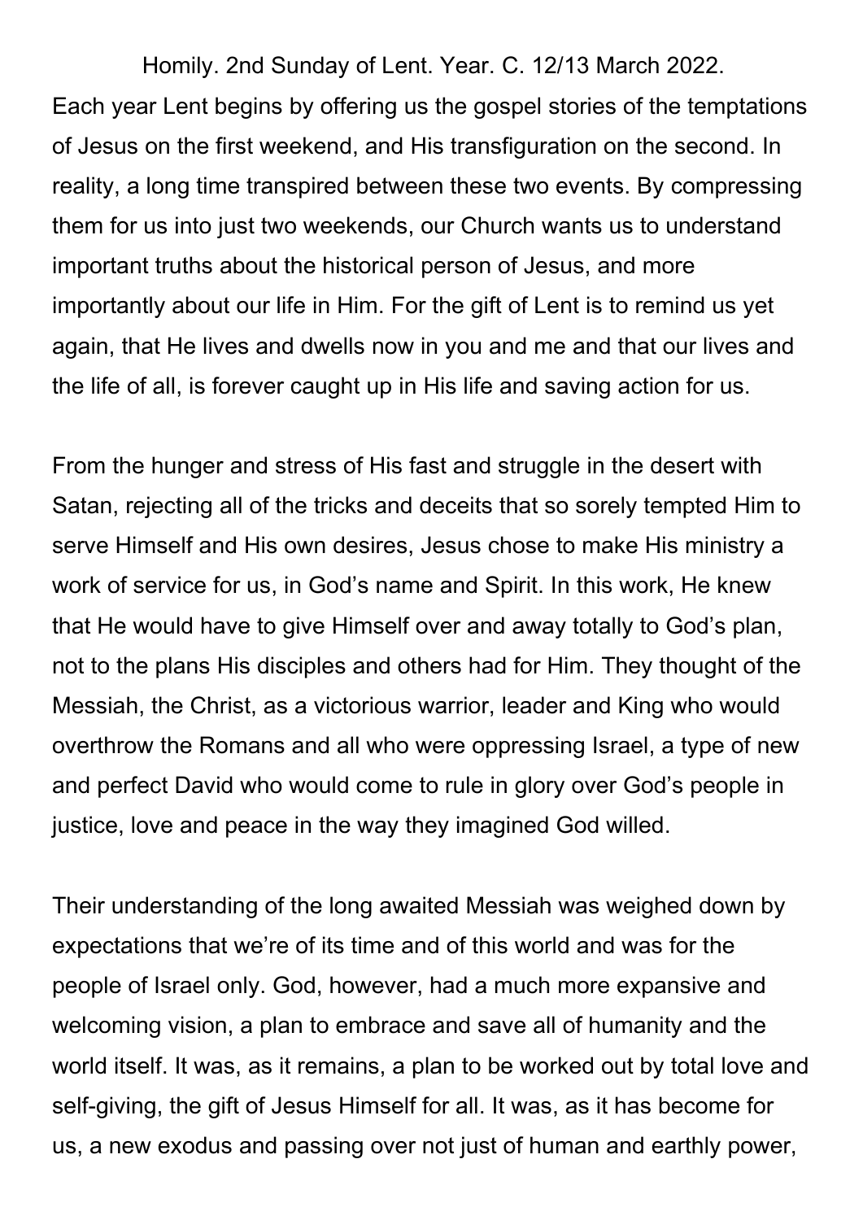Homily. 2nd Sunday of Lent. Year. C. 12/13 March 2022.

Each year Lent begins by offering us the gospel stories of the temptations of Jesus on the first weekend, and His transfiguration on the second. In reality, a long time transpired between these two events. By compressing them for us into just two weekends, our Church wants us to understand important truths about the historical person of Jesus, and more importantly about our life in Him. For the gift of Lent is to remind us yet again, that He lives and dwells now in you and me and that our lives and the life of all, is forever caught up in His life and saving action for us.

From the hunger and stress of His fast and struggle in the desert with Satan, rejecting all of the tricks and deceits that so sorely tempted Him to serve Himself and His own desires, Jesus chose to make His ministry a work of service for us, in God's name and Spirit. In this work, He knew that He would have to give Himself over and away totally to God's plan, not to the plans His disciples and others had for Him. They thought of the Messiah, the Christ, as a victorious warrior, leader and King who would overthrow the Romans and all who were oppressing Israel, a type of new and perfect David who would come to rule in glory over God's people in justice, love and peace in the way they imagined God willed.

Their understanding of the long awaited Messiah was weighed down by expectations that we're of its time and of this world and was for the people of Israel only. God, however, had a much more expansive and welcoming vision, a plan to embrace and save all of humanity and the world itself. It was, as it remains, a plan to be worked out by total love and self-giving, the gift of Jesus Himself for all. It was, as it has become for us, a new exodus and passing over not just of human and earthly power,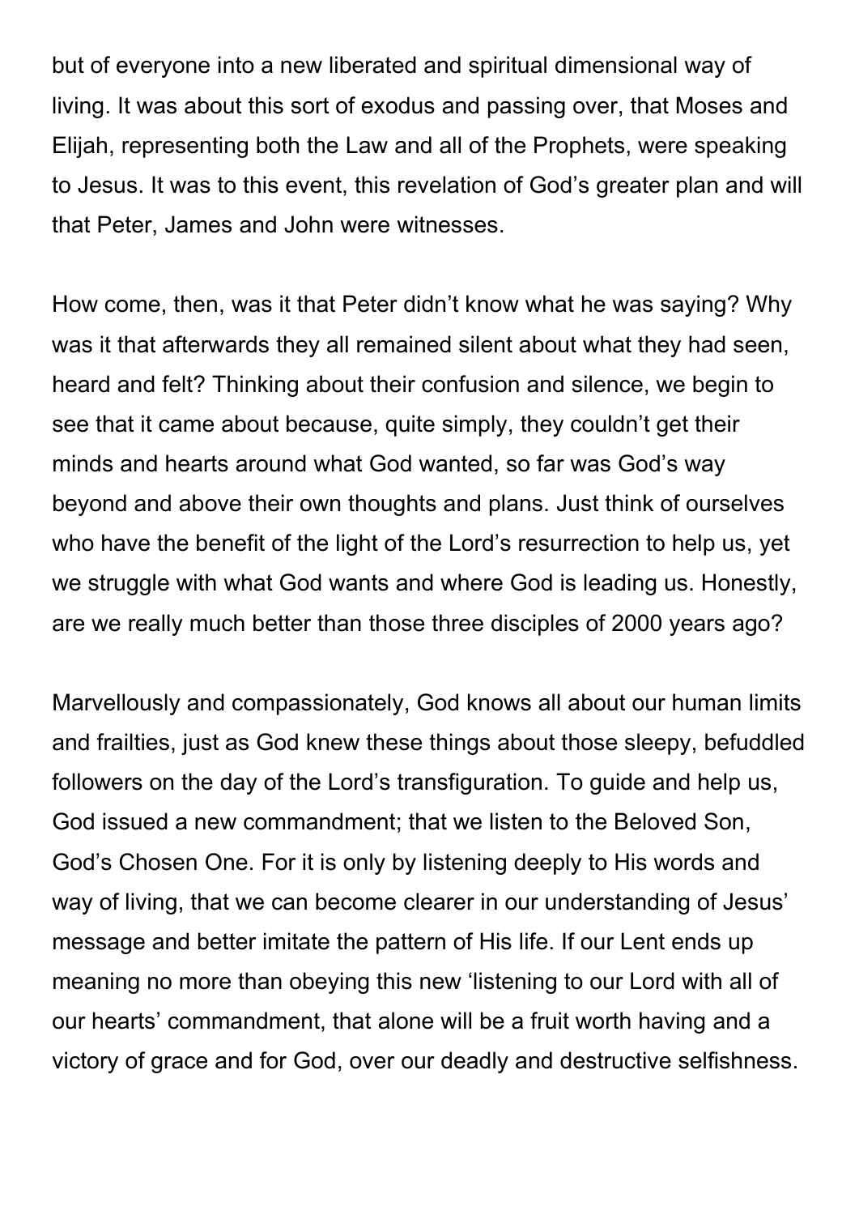but of everyone into a new liberated and spiritual dimensional way of living. It was about this sort of exodus and passing over, that Moses and Elijah, representing both the Law and all of the Prophets, were speaking to Jesus. It was to this event, this revelation of God's greater plan and will that Peter, James and John were witnesses.

How come, then, was it that Peter didn't know what he was saying? Why was it that afterwards they all remained silent about what they had seen, heard and felt? Thinking about their confusion and silence, we begin to see that it came about because, quite simply, they couldn't get their minds and hearts around what God wanted, so far was God's way beyond and above their own thoughts and plans. Just think of ourselves who have the benefit of the light of the Lord's resurrection to help us, yet we struggle with what God wants and where God is leading us. Honestly, are we really much better than those three disciples of 2000 years ago?

Marvellously and compassionately, God knows all about our human limits and frailties, just as God knew these things about those sleepy, befuddled followers on the day of the Lord's transfiguration. To guide and help us, God issued a new commandment; that we listen to the Beloved Son, God's Chosen One. For it is only by listening deeply to His words and way of living, that we can become clearer in our understanding of Jesus' message and better imitate the pattern of His life. If our Lent ends up meaning no more than obeying this new 'listening to our Lord with all of our hearts' commandment, that alone will be a fruit worth having and a victory of grace and for God, over our deadly and destructive selfishness.